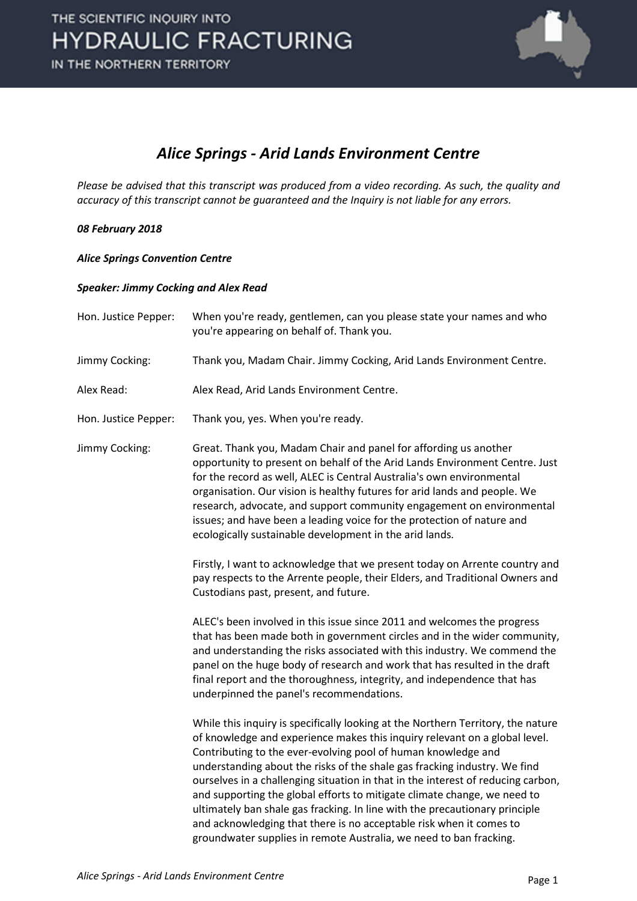# *Alice Springs - Arid Lands Environment Centre*

*Please be advised that this transcript was produced from a video recording. As such, the quality and accuracy of this transcript cannot be guaranteed and the Inquiry is not liable for any errors.*

***08 February 2018***

***Alice Springs Convention Centre***

***Speaker: Jimmy Cocking and Alex Read***

Hon. Justice Pepper: When you're ready, gentlemen, can you please state your names and who you're appearing on behalf of. Thank you.

Jimmy Cocking: Thank you, Madam Chair. Jimmy Cocking, Arid Lands Environment Centre.

Alex Read: Alex Read, Arid Lands Environment Centre.

Hon. Justice Pepper: Thank you, yes. When you're ready.

Jimmy Cocking: Great. Thank you, Madam Chair and panel for affording us another opportunity to present on behalf of the Arid Lands Environment Centre. Just for the record as well, ALEC is Central Australia's own environmental organisation. Our vision is healthy futures for arid lands and people. We research, advocate, and support community engagement on environmental issues; and have been a leading voice for the protection of nature and ecologically sustainable development in the arid lands.

Firstly, I want to acknowledge that we present today on Arrente country and pay respects to the Arrente people, their Elders, and Traditional Owners and Custodians past, present, and future.

ALEC's been involved in this issue since 2011 and welcomes the progress that has been made both in government circles and in the wider community, and understanding the risks associated with this industry. We commend the panel on the huge body of research and work that has resulted in the draft final report and the thoroughness, integrity, and independence that has underpinned the panel's recommendations.

While this inquiry is specifically looking at the Northern Territory, the nature of knowledge and experience makes this inquiry relevant on a global level. Contributing to the ever-evolving pool of human knowledge and understanding about the risks of the shale gas fracking industry. We find ourselves in a challenging situation in that in the interest of reducing carbon, and supporting the global efforts to mitigate climate change, we need to ultimately ban shale gas fracking. In line with the precautionary principle and acknowledging that there is no acceptable risk when it comes to groundwater supplies in remote Australia, we need to ban fracking.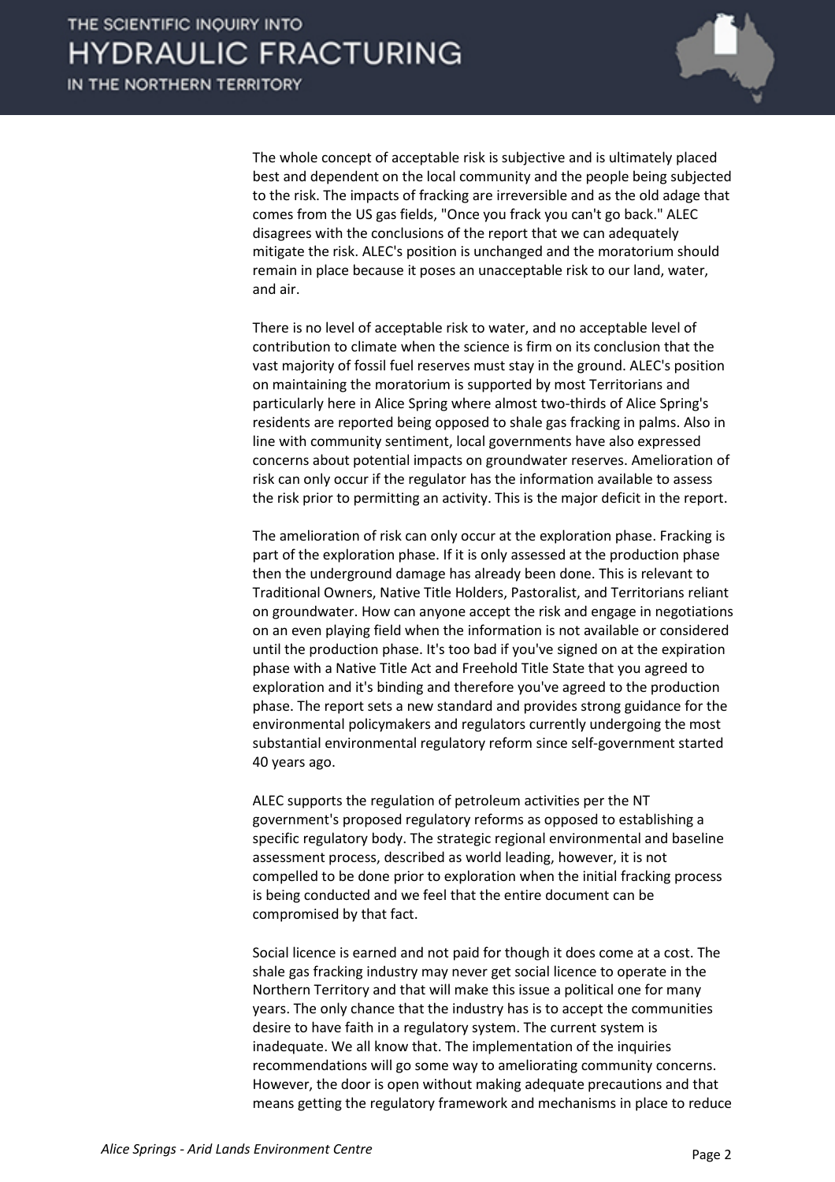The whole concept of acceptable risk is subjective and is ultimately placed best and dependent on the local community and the people being subjected to the risk. The impacts of fracking are irreversible and as the old adage that comes from the US gas fields, "Once you frack you can't go back." ALEC disagrees with the conclusions of the report that we can adequately mitigate the risk. ALEC's position is unchanged and the moratorium should remain in place because it poses an unacceptable risk to our land, water, and air.

There is no level of acceptable risk to water, and no acceptable level of contribution to climate when the science is firm on its conclusion that the vast majority of fossil fuel reserves must stay in the ground. ALEC's position on maintaining the moratorium is supported by most Territorians and particularly here in Alice Spring where almost two-thirds of Alice Spring's residents are reported being opposed to shale gas fracking in palms. Also in line with community sentiment, local governments have also expressed concerns about potential impacts on groundwater reserves. Amelioration of risk can only occur if the regulator has the information available to assess the risk prior to permitting an activity. This is the major deficit in the report.

The amelioration of risk can only occur at the exploration phase. Fracking is part of the exploration phase. If it is only assessed at the production phase then the underground damage has already been done. This is relevant to Traditional Owners, Native Title Holders, Pastoralist, and Territorians reliant on groundwater. How can anyone accept the risk and engage in negotiations on an even playing field when the information is not available or considered until the production phase. It's too bad if you've signed on at the expiration phase with a Native Title Act and Freehold Title State that you agreed to exploration and it's binding and therefore you've agreed to the production phase. The report sets a new standard and provides strong guidance for the environmental policymakers and regulators currently undergoing the most substantial environmental regulatory reform since self-government started 40 years ago.

ALEC supports the regulation of petroleum activities per the NT government's proposed regulatory reforms as opposed to establishing a specific regulatory body. The strategic regional environmental and baseline assessment process, described as world leading, however, it is not compelled to be done prior to exploration when the initial fracking process is being conducted and we feel that the entire document can be compromised by that fact.

Social licence is earned and not paid for though it does come at a cost. The shale gas fracking industry may never get social licence to operate in the Northern Territory and that will make this issue a political one for many years. The only chance that the industry has is to accept the communities desire to have faith in a regulatory system. The current system is inadequate. We all know that. The implementation of the inquiries recommendations will go some way to ameliorating community concerns. However, the door is open without making adequate precautions and that means getting the regulatory framework and mechanisms in place to reduce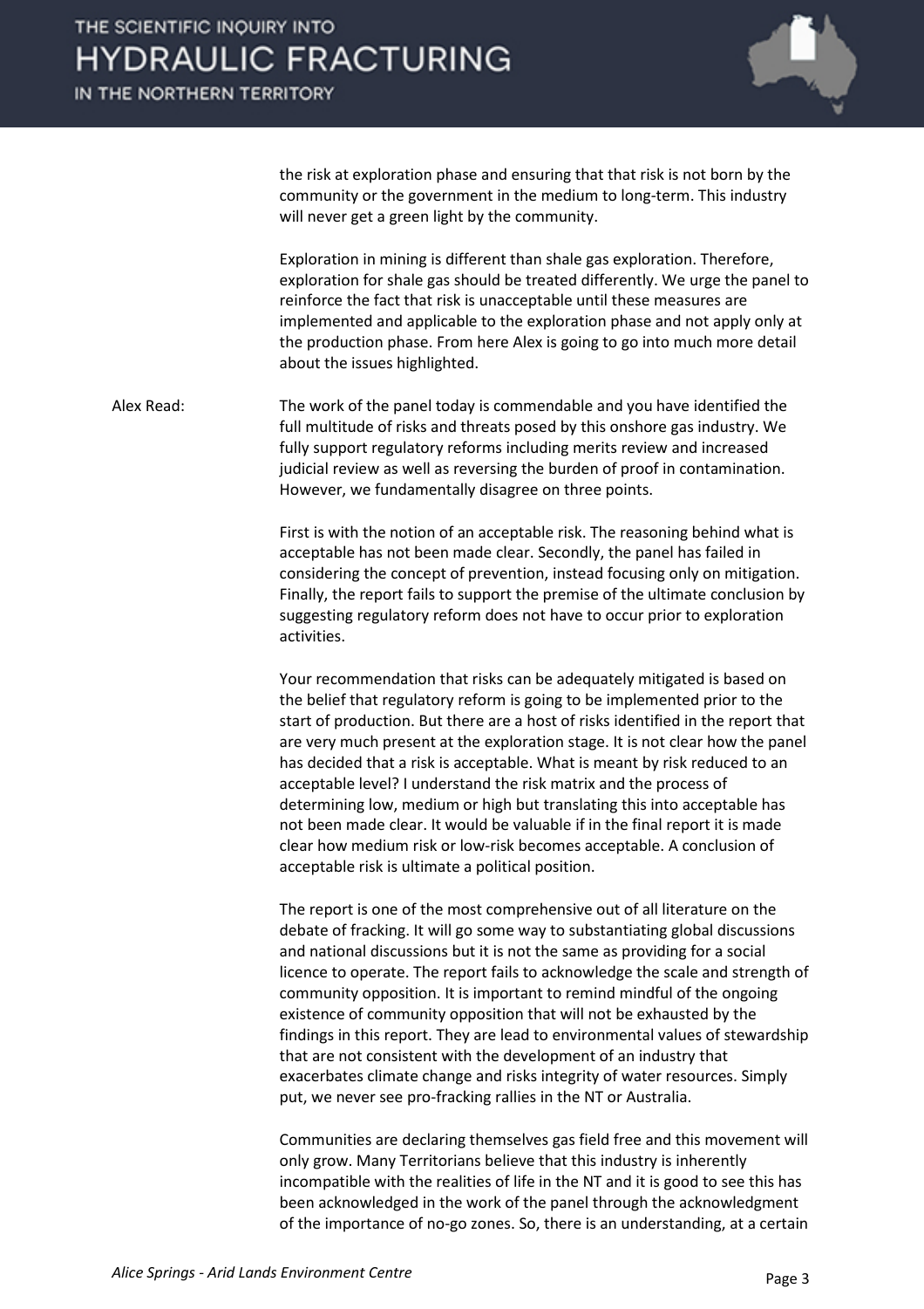the risk at exploration phase and ensuring that that risk is not born by the community or the government in the medium to long-term. This industry will never get a green light by the community.

Exploration in mining is different than shale gas exploration. Therefore, exploration for shale gas should be treated differently. We urge the panel to reinforce the fact that risk is unacceptable until these measures are implemented and applicable to the exploration phase and not apply only at the production phase. From here Alex is going to go into much more detail about the issues highlighted.

Alex Read: The work of the panel today is commendable and you have identified the full multitude of risks and threats posed by this onshore gas industry. We fully support regulatory reforms including merits review and increased judicial review as well as reversing the burden of proof in contamination. However, we fundamentally disagree on three points.

First is with the notion of an acceptable risk. The reasoning behind what is acceptable has not been made clear. Secondly, the panel has failed in considering the concept of prevention, instead focusing only on mitigation. Finally, the report fails to support the premise of the ultimate conclusion by suggesting regulatory reform does not have to occur prior to exploration activities.

Your recommendation that risks can be adequately mitigated is based on the belief that regulatory reform is going to be implemented prior to the start of production. But there are a host of risks identified in the report that are very much present at the exploration stage. It is not clear how the panel has decided that a risk is acceptable. What is meant by risk reduced to an acceptable level? I understand the risk matrix and the process of determining low, medium or high but translating this into acceptable has not been made clear. It would be valuable if in the final report it is made clear how medium risk or low-risk becomes acceptable. A conclusion of acceptable risk is ultimate a political position.

The report is one of the most comprehensive out of all literature on the debate of fracking. It will go some way to substantiating global discussions and national discussions but it is not the same as providing for a social licence to operate. The report fails to acknowledge the scale and strength of community opposition. It is important to remind mindful of the ongoing existence of community opposition that will not be exhausted by the findings in this report. They are lead to environmental values of stewardship that are not consistent with the development of an industry that exacerbates climate change and risks integrity of water resources. Simply put, we never see pro-fracking rallies in the NT or Australia.

Communities are declaring themselves gas field free and this movement will only grow. Many Territorians believe that this industry is inherently incompatible with the realities of life in the NT and it is good to see this has been acknowledged in the work of the panel through the acknowledgment of the importance of no-go zones. So, there is an understanding, at a certain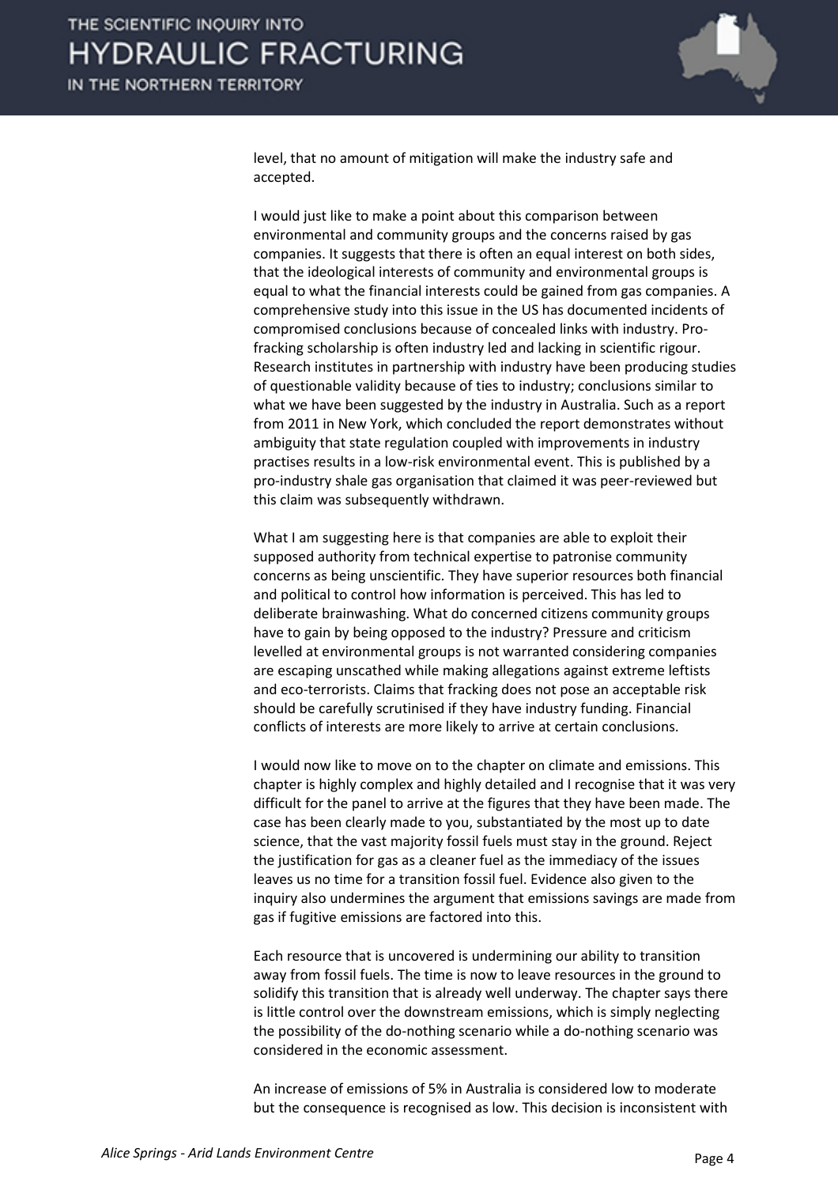level, that no amount of mitigation will make the industry safe and accepted.

I would just like to make a point about this comparison between environmental and community groups and the concerns raised by gas companies. It suggests that there is often an equal interest on both sides, that the ideological interests of community and environmental groups is equal to what the financial interests could be gained from gas companies. A comprehensive study into this issue in the US has documented incidents of compromised conclusions because of concealed links with industry. Pro-fracking scholarship is often industry led and lacking in scientific rigour. Research institutes in partnership with industry have been producing studies of questionable validity because of ties to industry; conclusions similar to what we have been suggested by the industry in Australia. Such as a report from 2011 in New York, which concluded the report demonstrates without ambiguity that state regulation coupled with improvements in industry practises results in a low-risk environmental event. This is published by a pro-industry shale gas organisation that claimed it was peer-reviewed but this claim was subsequently withdrawn.

What I am suggesting here is that companies are able to exploit their supposed authority from technical expertise to patronise community concerns as being unscientific. They have superior resources both financial and political to control how information is perceived. This has led to deliberate brainwashing. What do concerned citizens community groups have to gain by being opposed to the industry? Pressure and criticism levelled at environmental groups is not warranted considering companies are escaping unscathed while making allegations against extreme leftists and eco-terrorists. Claims that fracking does not pose an acceptable risk should be carefully scrutinised if they have industry funding. Financial conflicts of interests are more likely to arrive at certain conclusions.

I would now like to move on to the chapter on climate and emissions. This chapter is highly complex and highly detailed and I recognise that it was very difficult for the panel to arrive at the figures that they have been made. The case has been clearly made to you, substantiated by the most up to date science, that the vast majority fossil fuels must stay in the ground. Reject the justification for gas as a cleaner fuel as the immediacy of the issues leaves us no time for a transition fossil fuel. Evidence also given to the inquiry also undermines the argument that emissions savings are made from gas if fugitive emissions are factored into this.

Each resource that is uncovered is undermining our ability to transition away from fossil fuels. The time is now to leave resources in the ground to solidify this transition that is already well underway. The chapter says there is little control over the downstream emissions, which is simply neglecting the possibility of the do-nothing scenario while a do-nothing scenario was considered in the economic assessment.

An increase of emissions of 5% in Australia is considered low to moderate but the consequence is recognised as low. This decision is inconsistent with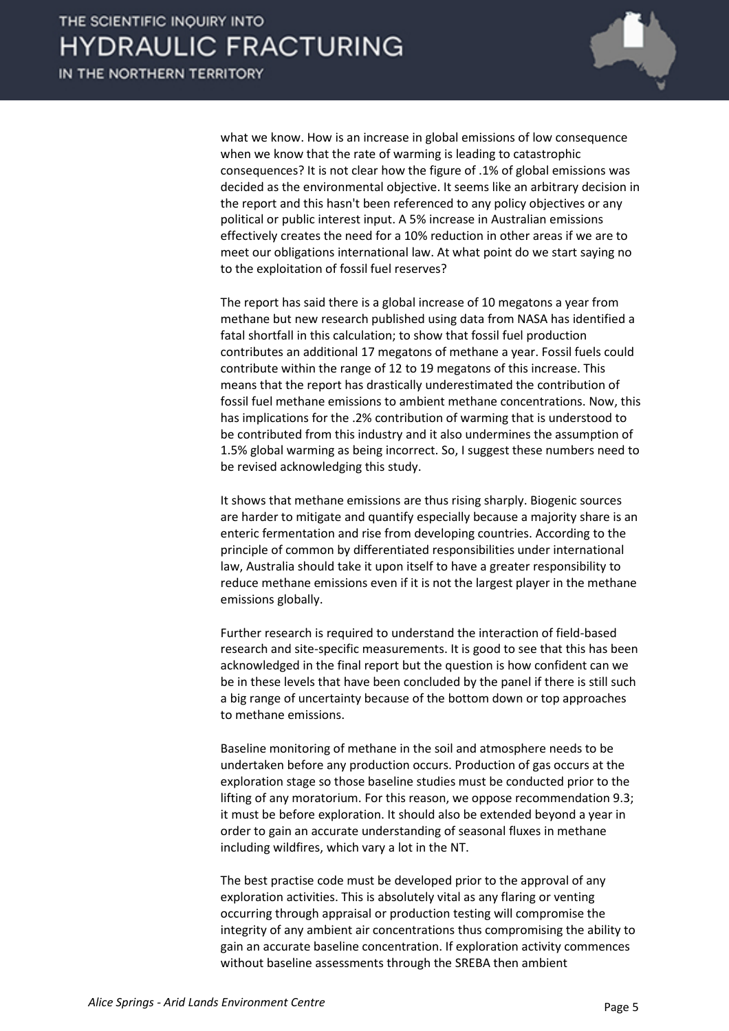what we know. How is an increase in global emissions of low consequence when we know that the rate of warming is leading to catastrophic consequences? It is not clear how the figure of .1% of global emissions was decided as the environmental objective. It seems like an arbitrary decision in the report and this hasn't been referenced to any policy objectives or any political or public interest input. A 5% increase in Australian emissions effectively creates the need for a 10% reduction in other areas if we are to meet our obligations international law. At what point do we start saying no to the exploitation of fossil fuel reserves?

The report has said there is a global increase of 10 megatons a year from methane but new research published using data from NASA has identified a fatal shortfall in this calculation; to show that fossil fuel production contributes an additional 17 megatons of methane a year. Fossil fuels could contribute within the range of 12 to 19 megatons of this increase. This means that the report has drastically underestimated the contribution of fossil fuel methane emissions to ambient methane concentrations. Now, this has implications for the .2% contribution of warming that is understood to be contributed from this industry and it also undermines the assumption of 1.5% global warming as being incorrect. So, I suggest these numbers need to be revised acknowledging this study.

It shows that methane emissions are thus rising sharply. Biogenic sources are harder to mitigate and quantify especially because a majority share is an enteric fermentation and rise from developing countries. According to the principle of common by differentiated responsibilities under international law, Australia should take it upon itself to have a greater responsibility to reduce methane emissions even if it is not the largest player in the methane emissions globally.

Further research is required to understand the interaction of field-based research and site-specific measurements. It is good to see that this has been acknowledged in the final report but the question is how confident can we be in these levels that have been concluded by the panel if there is still such a big range of uncertainty because of the bottom down or top approaches to methane emissions.

Baseline monitoring of methane in the soil and atmosphere needs to be undertaken before any production occurs. Production of gas occurs at the exploration stage so those baseline studies must be conducted prior to the lifting of any moratorium. For this reason, we oppose recommendation 9.3; it must be before exploration. It should also be extended beyond a year in order to gain an accurate understanding of seasonal fluxes in methane including wildfires, which vary a lot in the NT.

The best practise code must be developed prior to the approval of any exploration activities. This is absolutely vital as any flaring or venting occurring through appraisal or production testing will compromise the integrity of any ambient air concentrations thus compromising the ability to gain an accurate baseline concentration. If exploration activity commences without baseline assessments through the SREBA then ambient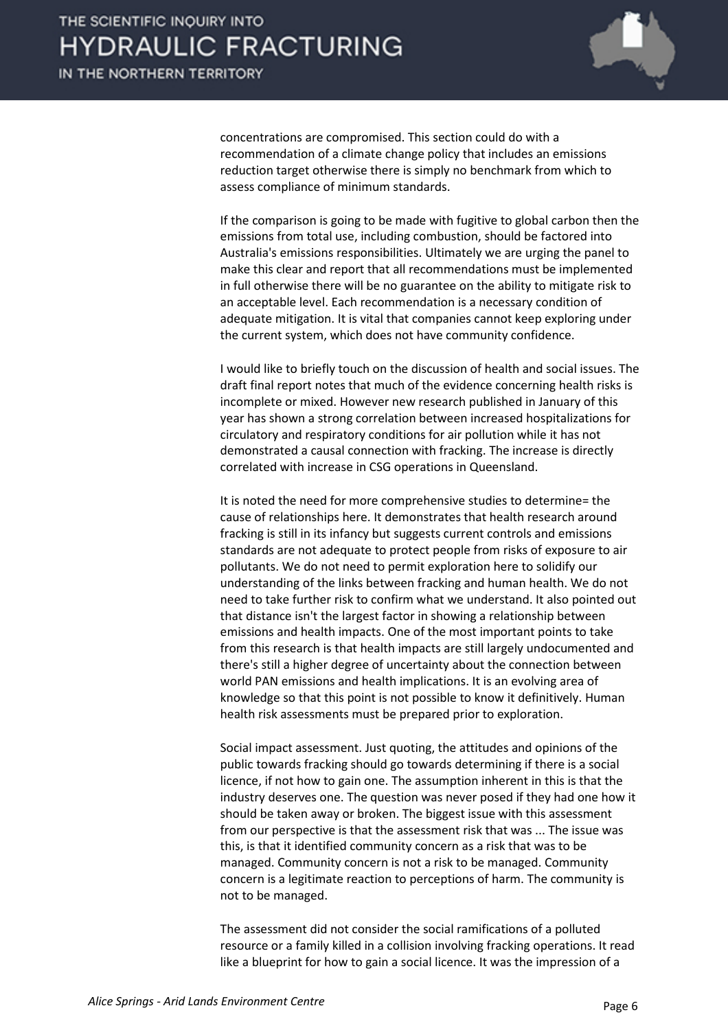concentrations are compromised. This section could do with a recommendation of a climate change policy that includes an emissions reduction target otherwise there is simply no benchmark from which to assess compliance of minimum standards.

If the comparison is going to be made with fugitive to global carbon then the emissions from total use, including combustion, should be factored into Australia's emissions responsibilities. Ultimately we are urging the panel to make this clear and report that all recommendations must be implemented in full otherwise there will be no guarantee on the ability to mitigate risk to an acceptable level. Each recommendation is a necessary condition of adequate mitigation. It is vital that companies cannot keep exploring under the current system, which does not have community confidence.

I would like to briefly touch on the discussion of health and social issues. The draft final report notes that much of the evidence concerning health risks is incomplete or mixed. However new research published in January of this year has shown a strong correlation between increased hospitalizations for circulatory and respiratory conditions for air pollution while it has not demonstrated a causal connection with fracking. The increase is directly correlated with increase in CSG operations in Queensland.

It is noted the need for more comprehensive studies to determine= the cause of relationships here. It demonstrates that health research around fracking is still in its infancy but suggests current controls and emissions standards are not adequate to protect people from risks of exposure to air pollutants. We do not need to permit exploration here to solidify our understanding of the links between fracking and human health. We do not need to take further risk to confirm what we understand. It also pointed out that distance isn't the largest factor in showing a relationship between emissions and health impacts. One of the most important points to take from this research is that health impacts are still largely undocumented and there's still a higher degree of uncertainty about the connection between world PAN emissions and health implications. It is an evolving area of knowledge so that this point is not possible to know it definitively. Human health risk assessments must be prepared prior to exploration.

Social impact assessment. Just quoting, the attitudes and opinions of the public towards fracking should go towards determining if there is a social licence, if not how to gain one. The assumption inherent in this is that the industry deserves one. The question was never posed if they had one how it should be taken away or broken. The biggest issue with this assessment from our perspective is that the assessment risk that was ... The issue was this, is that it identified community concern as a risk that was to be managed. Community concern is not a risk to be managed. Community concern is a legitimate reaction to perceptions of harm. The community is not to be managed.

The assessment did not consider the social ramifications of a polluted resource or a family killed in a collision involving fracking operations. It read like a blueprint for how to gain a social licence. It was the impression of a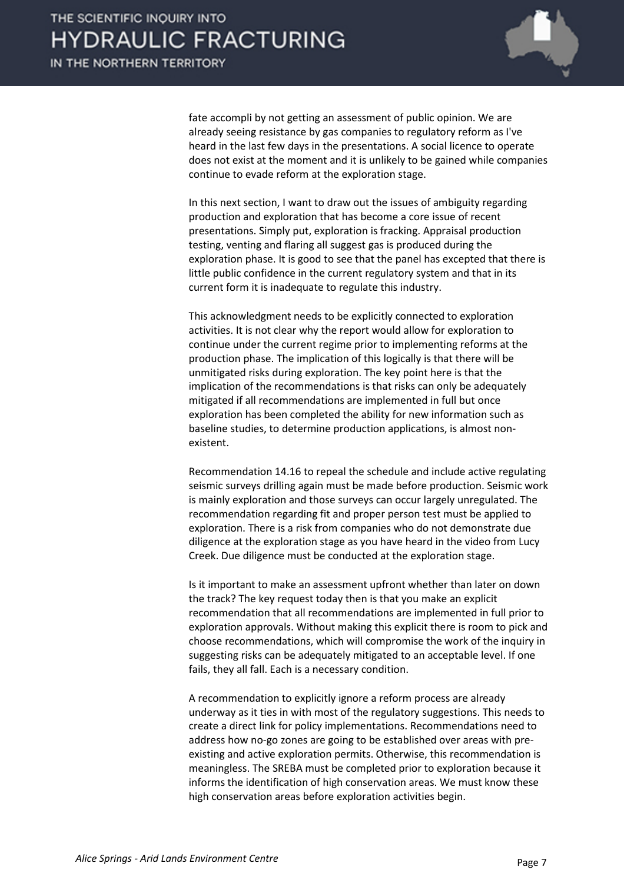fate accompli by not getting an assessment of public opinion. We are already seeing resistance by gas companies to regulatory reform as I've heard in the last few days in the presentations. A social licence to operate does not exist at the moment and it is unlikely to be gained while companies continue to evade reform at the exploration stage.

In this next section, I want to draw out the issues of ambiguity regarding production and exploration that has become a core issue of recent presentations. Simply put, exploration is fracking. Appraisal production testing, venting and flaring all suggest gas is produced during the exploration phase. It is good to see that the panel has excepted that there is little public confidence in the current regulatory system and that in its current form it is inadequate to regulate this industry.

This acknowledgment needs to be explicitly connected to exploration activities. It is not clear why the report would allow for exploration to continue under the current regime prior to implementing reforms at the production phase. The implication of this logically is that there will be unmitigated risks during exploration. The key point here is that the implication of the recommendations is that risks can only be adequately mitigated if all recommendations are implemented in full but once exploration has been completed the ability for new information such as baseline studies, to determine production applications, is almost non-existent.

Recommendation 14.16 to repeal the schedule and include active regulating seismic surveys drilling again must be made before production. Seismic work is mainly exploration and those surveys can occur largely unregulated. The recommendation regarding fit and proper person test must be applied to exploration. There is a risk from companies who do not demonstrate due diligence at the exploration stage as you have heard in the video from Lucy Creek. Due diligence must be conducted at the exploration stage.

Is it important to make an assessment upfront whether than later on down the track? The key request today then is that you make an explicit recommendation that all recommendations are implemented in full prior to exploration approvals. Without making this explicit there is room to pick and choose recommendations, which will compromise the work of the inquiry in suggesting risks can be adequately mitigated to an acceptable level. If one fails, they all fall. Each is a necessary condition.

A recommendation to explicitly ignore a reform process are already underway as it ties in with most of the regulatory suggestions. This needs to create a direct link for policy implementations. Recommendations need to address how no-go zones are going to be established over areas with pre-existing and active exploration permits. Otherwise, this recommendation is meaningless. The SREBA must be completed prior to exploration because it informs the identification of high conservation areas. We must know these high conservation areas before exploration activities begin.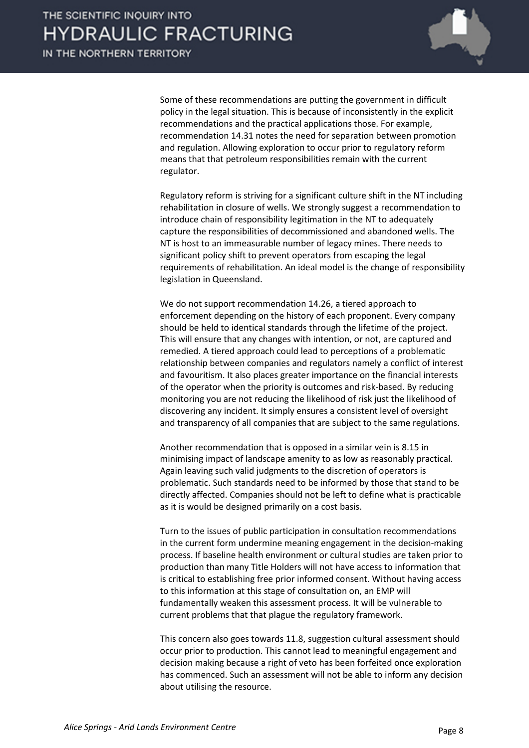Some of these recommendations are putting the government in difficult policy in the legal situation. This is because of inconsistently in the explicit recommendations and the practical applications those. For example, recommendation 14.31 notes the need for separation between promotion and regulation. Allowing exploration to occur prior to regulatory reform means that that petroleum responsibilities remain with the current regulator.

Regulatory reform is striving for a significant culture shift in the NT including rehabilitation in closure of wells. We strongly suggest a recommendation to introduce chain of responsibility legitimation in the NT to adequately capture the responsibilities of decommissioned and abandoned wells. The NT is host to an immeasurable number of legacy mines. There needs to significant policy shift to prevent operators from escaping the legal requirements of rehabilitation. An ideal model is the change of responsibility legislation in Queensland.

We do not support recommendation 14.26, a tiered approach to enforcement depending on the history of each proponent. Every company should be held to identical standards through the lifetime of the project. This will ensure that any changes with intention, or not, are captured and remedied. A tiered approach could lead to perceptions of a problematic relationship between companies and regulators namely a conflict of interest and favouritism. It also places greater importance on the financial interests of the operator when the priority is outcomes and risk-based. By reducing monitoring you are not reducing the likelihood of risk just the likelihood of discovering any incident. It simply ensures a consistent level of oversight and transparency of all companies that are subject to the same regulations.

Another recommendation that is opposed in a similar vein is 8.15 in minimising impact of landscape amenity to as low as reasonably practical. Again leaving such valid judgments to the discretion of operators is problematic. Such standards need to be informed by those that stand to be directly affected. Companies should not be left to define what is practicable as it is would be designed primarily on a cost basis.

Turn to the issues of public participation in consultation recommendations in the current form undermine meaning engagement in the decision-making process. If baseline health environment or cultural studies are taken prior to production than many Title Holders will not have access to information that is critical to establishing free prior informed consent. Without having access to this information at this stage of consultation on, an EMP will fundamentally weaken this assessment process. It will be vulnerable to current problems that that plague the regulatory framework.

This concern also goes towards 11.8, suggestion cultural assessment should occur prior to production. This cannot lead to meaningful engagement and decision making because a right of veto has been forfeited once exploration has commenced. Such an assessment will not be able to inform any decision about utilising the resource.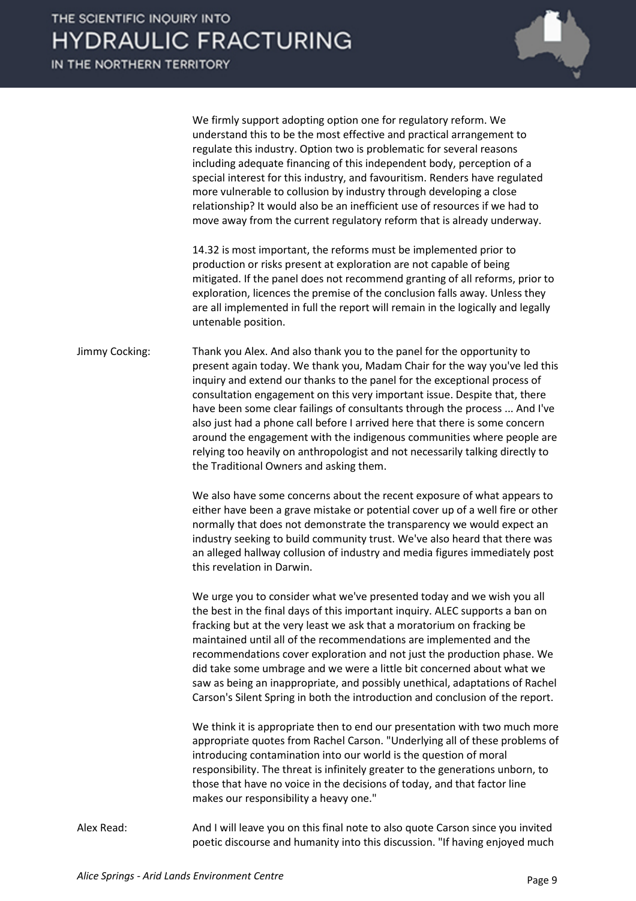We firmly support adopting option one for regulatory reform. We understand this to be the most effective and practical arrangement to regulate this industry. Option two is problematic for several reasons including adequate financing of this independent body, perception of a special interest for this industry, and favouritism. Renders have regulated more vulnerable to collusion by industry through developing a close relationship? It would also be an inefficient use of resources if we had to move away from the current regulatory reform that is already underway.

14.32 is most important, the reforms must be implemented prior to production or risks present at exploration are not capable of being mitigated. If the panel does not recommend granting of all reforms, prior to exploration, licences the premise of the conclusion falls away. Unless they are all implemented in full the report will remain in the logically and legally untenable position.

Jimmy Cocking: Thank you Alex. And also thank you to the panel for the opportunity to present again today. We thank you, Madam Chair for the way you've led this inquiry and extend our thanks to the panel for the exceptional process of consultation engagement on this very important issue. Despite that, there have been some clear failings of consultants through the process ... And I've also just had a phone call before I arrived here that there is some concern around the engagement with the indigenous communities where people are relying too heavily on anthropologist and not necessarily talking directly to the Traditional Owners and asking them.

We also have some concerns about the recent exposure of what appears to either have been a grave mistake or potential cover up of a well fire or other normally that does not demonstrate the transparency we would expect an industry seeking to build community trust. We've also heard that there was an alleged hallway collusion of industry and media figures immediately post this revelation in Darwin.

We urge you to consider what we've presented today and we wish you all the best in the final days of this important inquiry. ALEC supports a ban on fracking but at the very least we ask that a moratorium on fracking be maintained until all of the recommendations are implemented and the recommendations cover exploration and not just the production phase. We did take some umbrage and we were a little bit concerned about what we saw as being an inappropriate, and possibly unethical, adaptations of Rachel Carson's Silent Spring in both the introduction and conclusion of the report.

We think it is appropriate then to end our presentation with two much more appropriate quotes from Rachel Carson. "Underlying all of these problems of introducing contamination into our world is the question of moral responsibility. The threat is infinitely greater to the generations unborn, to those that have no voice in the decisions of today, and that factor line makes our responsibility a heavy one."

Alex Read: And I will leave you on this final note to also quote Carson since you invited poetic discourse and humanity into this discussion. "If having enjoyed much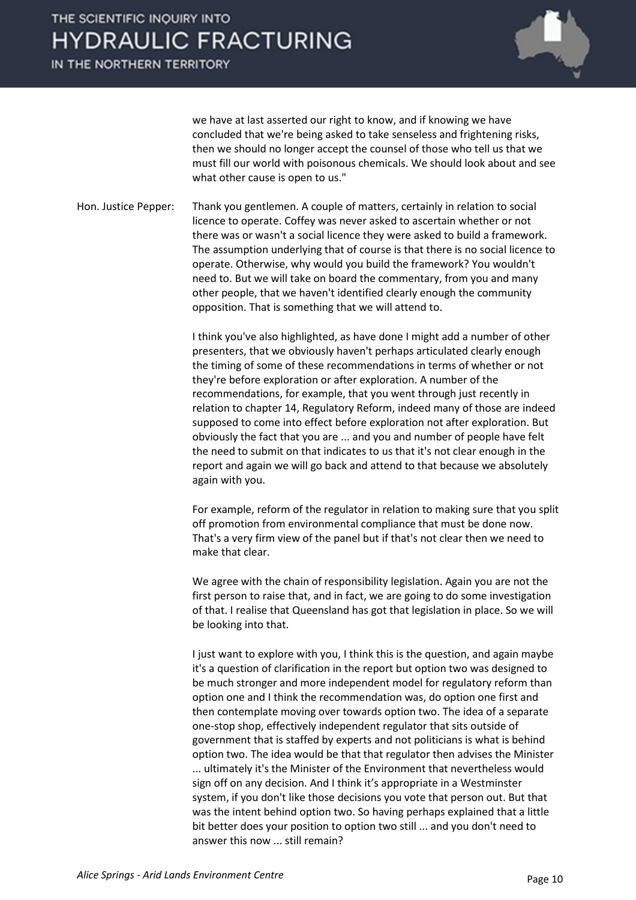we have at last asserted our right to know, and if knowing we have concluded that we're being asked to take senseless and frightening risks, then we should no longer accept the counsel of those who tell us that we must fill our world with poisonous chemicals. We should look about and see what other cause is open to us."

Hon. Justice Pepper: Thank you gentlemen. A couple of matters, certainly in relation to social licence to operate. Coffey was never asked to ascertain whether or not there was or wasn't a social licence they were asked to build a framework. The assumption underlying that of course is that there is no social licence to operate. Otherwise, why would you build the framework? You wouldn't need to. But we will take on board the commentary, from you and many other people, that we haven't identified clearly enough the community opposition. That is something that we will attend to.

I think you've also highlighted, as have done I might add a number of other presenters, that we obviously haven't perhaps articulated clearly enough the timing of some of these recommendations in terms of whether or not they're before exploration or after exploration. A number of the recommendations, for example, that you went through just recently in relation to chapter 14, Regulatory Reform, indeed many of those are indeed supposed to come into effect before exploration not after exploration. But obviously the fact that you are ... and you and number of people have felt the need to submit on that indicates to us that it's not clear enough in the report and again we will go back and attend to that because we absolutely again with you.

For example, reform of the regulator in relation to making sure that you split off promotion from environmental compliance that must be done now. That's a very firm view of the panel but if that's not clear then we need to make that clear.

We agree with the chain of responsibility legislation. Again you are not the first person to raise that, and in fact, we are going to do some investigation of that. I realise that Queensland has got that legislation in place. So we will be looking into that.

I just want to explore with you, I think this is the question, and again maybe it's a question of clarification in the report but option two was designed to be much stronger and more independent model for regulatory reform than option one and I think the recommendation was, do option one first and then contemplate moving over towards option two. The idea of a separate one-stop shop, effectively independent regulator that sits outside of government that is staffed by experts and not politicians is what is behind option two. The idea would be that that regulator then advises the Minister ... ultimately it's the Minister of the Environment that nevertheless would sign off on any decision. And I think it's appropriate in a Westminster system, if you don't like those decisions you vote that person out. But that was the intent behind option two. So having perhaps explained that a little bit better does your position to option two still ... and you don't need to answer this now ... still remain?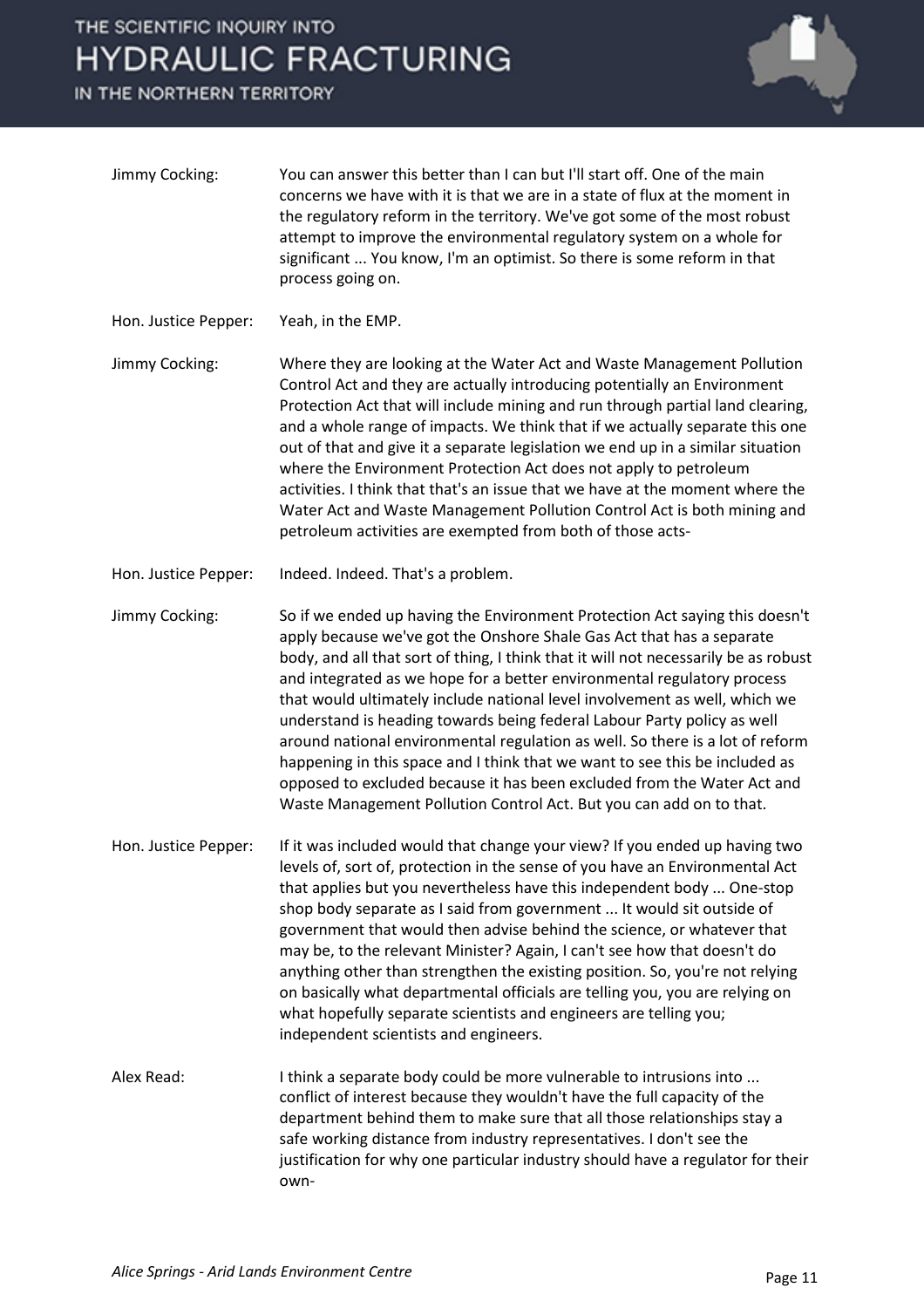Jimmy Cocking: You can answer this better than I can but I'll start off. One of the main concerns we have with it is that we are in a state of flux at the moment in the regulatory reform in the territory. We've got some of the most robust attempt to improve the environmental regulatory system on a whole for significant ... You know, I'm an optimist. So there is some reform in that process going on.

Hon. Justice Pepper: Yeah, in the EMP.

Jimmy Cocking: Where they are looking at the Water Act and Waste Management Pollution Control Act and they are actually introducing potentially an Environment Protection Act that will include mining and run through partial land clearing, and a whole range of impacts. We think that if we actually separate this one out of that and give it a separate legislation we end up in a similar situation where the Environment Protection Act does not apply to petroleum activities. I think that that's an issue that we have at the moment where the Water Act and Waste Management Pollution Control Act is both mining and petroleum activities are exempted from both of those acts-

Hon. Justice Pepper: Indeed. Indeed. That's a problem.

Jimmy Cocking: So if we ended up having the Environment Protection Act saying this doesn't apply because we've got the Onshore Shale Gas Act that has a separate body, and all that sort of thing, I think that it will not necessarily be as robust and integrated as we hope for a better environmental regulatory process that would ultimately include national level involvement as well, which we understand is heading towards being federal Labour Party policy as well around national environmental regulation as well. So there is a lot of reform happening in this space and I think that we want to see this be included as opposed to excluded because it has been excluded from the Water Act and Waste Management Pollution Control Act. But you can add on to that.

Hon. Justice Pepper: If it was included would that change your view? If you ended up having two levels of, sort of, protection in the sense of you have an Environmental Act that applies but you nevertheless have this independent body ... One-stop shop body separate as I said from government ... It would sit outside of government that would then advise behind the science, or whatever that may be, to the relevant Minister? Again, I can't see how that doesn't do anything other than strengthen the existing position. So, you're not relying on basically what departmental officials are telling you, you are relying on what hopefully separate scientists and engineers are telling you; independent scientists and engineers.

Alex Read: I think a separate body could be more vulnerable to intrusions into ... conflict of interest because they wouldn't have the full capacity of the department behind them to make sure that all those relationships stay a safe working distance from industry representatives. I don't see the justification for why one particular industry should have a regulator for their own-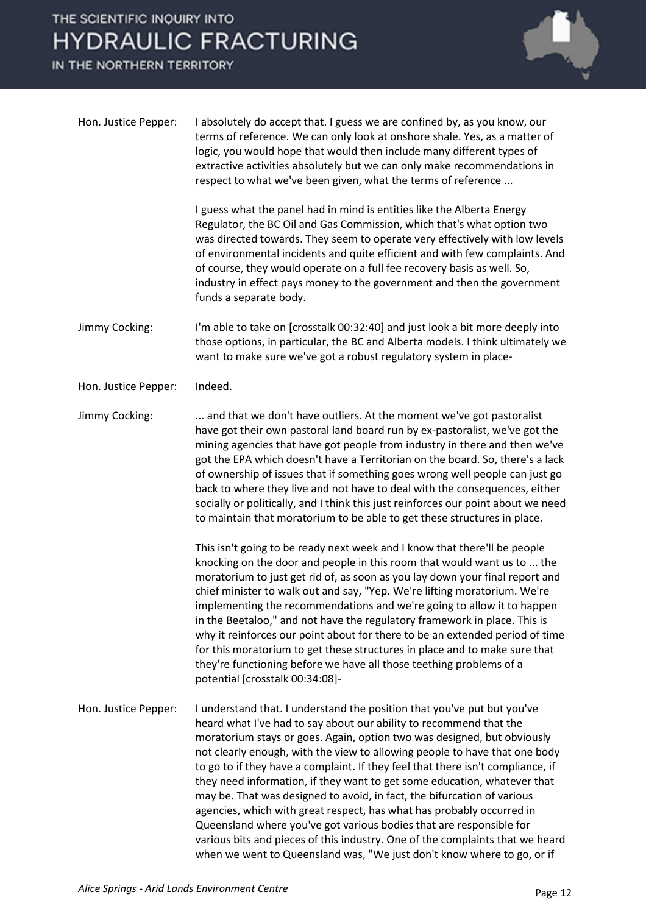Hon. Justice Pepper: I absolutely do accept that. I guess we are confined by, as you know, our terms of reference. We can only look at onshore shale. Yes, as a matter of logic, you would hope that would then include many different types of extractive activities absolutely but we can only make recommendations in respect to what we've been given, what the terms of reference ...

I guess what the panel had in mind is entities like the Alberta Energy Regulator, the BC Oil and Gas Commission, which that's what option two was directed towards. They seem to operate very effectively with low levels of environmental incidents and quite efficient and with few complaints. And of course, they would operate on a full fee recovery basis as well. So, industry in effect pays money to the government and then the government funds a separate body.

Jimmy Cocking: I'm able to take on [crosstalk 00:32:40] and just look a bit more deeply into those options, in particular, the BC and Alberta models. I think ultimately we want to make sure we've got a robust regulatory system in place-

Hon. Justice Pepper: Indeed.

Jimmy Cocking: ... and that we don't have outliers. At the moment we've got pastoralist have got their own pastoral land board run by ex-pastoralist, we've got the mining agencies that have got people from industry in there and then we've got the EPA which doesn't have a Territorian on the board. So, there's a lack of ownership of issues that if something goes wrong well people can just go back to where they live and not have to deal with the consequences, either socially or politically, and I think this just reinforces our point about we need to maintain that moratorium to be able to get these structures in place.

This isn't going to be ready next week and I know that there'll be people knocking on the door and people in this room that would want us to ... the moratorium to just get rid of, as soon as you lay down your final report and chief minister to walk out and say, "Yep. We're lifting moratorium. We're implementing the recommendations and we're going to allow it to happen in the Beetaloo," and not have the regulatory framework in place. This is why it reinforces our point about for there to be an extended period of time for this moratorium to get these structures in place and to make sure that they're functioning before we have all those teething problems of a potential [crosstalk 00:34:08]-

Hon. Justice Pepper: I understand that. I understand the position that you've put but you've heard what I've had to say about our ability to recommend that the moratorium stays or goes. Again, option two was designed, but obviously not clearly enough, with the view to allowing people to have that one body to go to if they have a complaint. If they feel that there isn't compliance, if they need information, if they want to get some education, whatever that may be. That was designed to avoid, in fact, the bifurcation of various agencies, which with great respect, has what has probably occurred in Queensland where you've got various bodies that are responsible for various bits and pieces of this industry. One of the complaints that we heard when we went to Queensland was, "We just don't know where to go, or if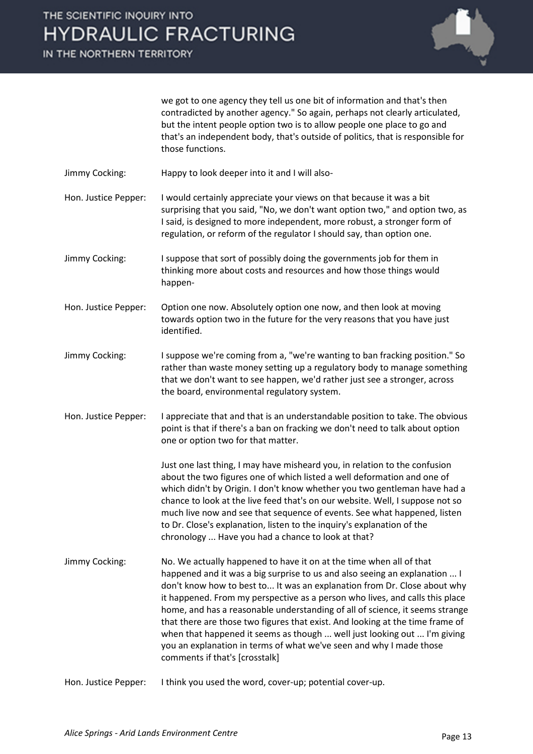we got to one agency they tell us one bit of information and that's then contradicted by another agency." So again, perhaps not clearly articulated, but the intent people option two is to allow people one place to go and that's an independent body, that's outside of politics, that is responsible for those functions.

Jimmy Cocking: Happy to look deeper into it and I will also-

Hon. Justice Pepper: I would certainly appreciate your views on that because it was a bit surprising that you said, "No, we don't want option two," and option two, as I said, is designed to more independent, more robust, a stronger form of regulation, or reform of the regulator I should say, than option one.

Jimmy Cocking: I suppose that sort of possibly doing the governments job for them in thinking more about costs and resources and how those things would happen-

Hon. Justice Pepper: Option one now. Absolutely option one now, and then look at moving towards option two in the future for the very reasons that you have just identified.

Jimmy Cocking: I suppose we're coming from a, "we're wanting to ban fracking position." So rather than waste money setting up a regulatory body to manage something that we don't want to see happen, we'd rather just see a stronger, across the board, environmental regulatory system.

Hon. Justice Pepper: I appreciate that and that is an understandable position to take. The obvious point is that if there's a ban on fracking we don't need to talk about option one or option two for that matter.

Just one last thing, I may have misheard you, in relation to the confusion about the two figures one of which listed a well deformation and one of which didn't by Origin. I don't know whether you two gentleman have had a chance to look at the live feed that's on our website. Well, I suppose not so much live now and see that sequence of events. See what happened, listen to Dr. Close's explanation, listen to the inquiry's explanation of the chronology ... Have you had a chance to look at that?

Jimmy Cocking: No. We actually happened to have it on at the time when all of that happened and it was a big surprise to us and also seeing an explanation ... I don't know how to best to... It was an explanation from Dr. Close about why it happened. From my perspective as a person who lives, and calls this place home, and has a reasonable understanding of all of science, it seems strange that there are those two figures that exist. And looking at the time frame of when that happened it seems as though ... well just looking out ... I'm giving you an explanation in terms of what we've seen and why I made those comments if that's [crosstalk]

Hon. Justice Pepper: I think you used the word, cover-up; potential cover-up.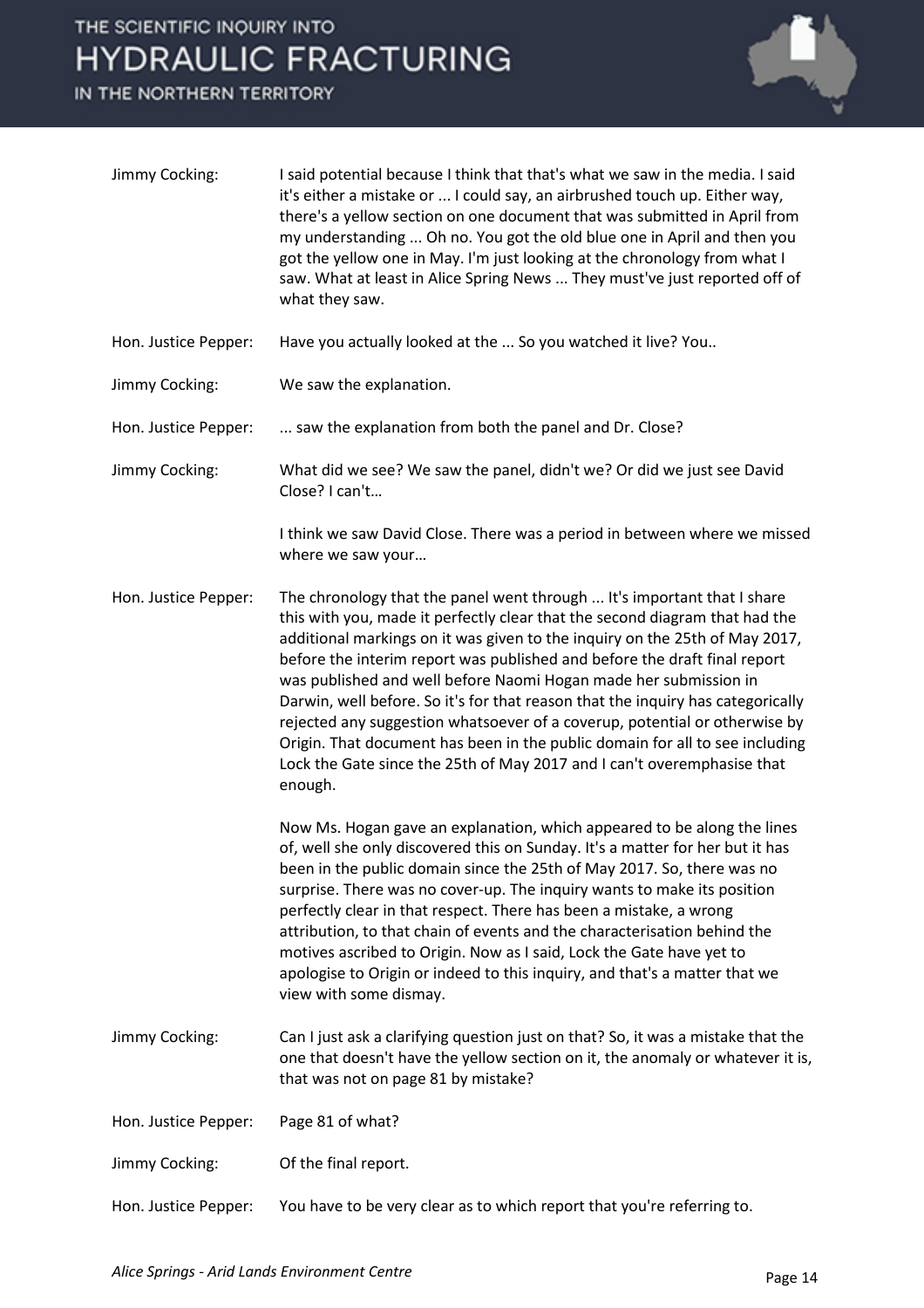Jimmy Cocking: I said potential because I think that that's what we saw in the media. I said it's either a mistake or ... I could say, an airbrushed touch up. Either way, there's a yellow section on one document that was submitted in April from my understanding ... Oh no. You got the old blue one in April and then you got the yellow one in May. I'm just looking at the chronology from what I saw. What at least in Alice Spring News ... They must've just reported off of what they saw.

Hon. Justice Pepper: Have you actually looked at the ... So you watched it live? You..

Jimmy Cocking: We saw the explanation.

Hon. Justice Pepper: ... saw the explanation from both the panel and Dr. Close?

Jimmy Cocking: What did we see? We saw the panel, didn't we? Or did we just see David Close? I can't…

I think we saw David Close. There was a period in between where we missed where we saw your…

Hon. Justice Pepper: The chronology that the panel went through ... It's important that I share this with you, made it perfectly clear that the second diagram that had the additional markings on it was given to the inquiry on the 25th of May 2017, before the interim report was published and before the draft final report was published and well before Naomi Hogan made her submission in Darwin, well before. So it's for that reason that the inquiry has categorically rejected any suggestion whatsoever of a coverup, potential or otherwise by Origin. That document has been in the public domain for all to see including Lock the Gate since the 25th of May 2017 and I can't overemphasise that enough.

Now Ms. Hogan gave an explanation, which appeared to be along the lines of, well she only discovered this on Sunday. It's a matter for her but it has been in the public domain since the 25th of May 2017. So, there was no surprise. There was no cover-up. The inquiry wants to make its position perfectly clear in that respect. There has been a mistake, a wrong attribution, to that chain of events and the characterisation behind the motives ascribed to Origin. Now as I said, Lock the Gate have yet to apologise to Origin or indeed to this inquiry, and that's a matter that we view with some dismay.

Jimmy Cocking: Can I just ask a clarifying question just on that? So, it was a mistake that the one that doesn't have the yellow section on it, the anomaly or whatever it is, that was not on page 81 by mistake?

Hon. Justice Pepper: Page 81 of what?

Jimmy Cocking: Of the final report.

Hon. Justice Pepper: You have to be very clear as to which report that you're referring to.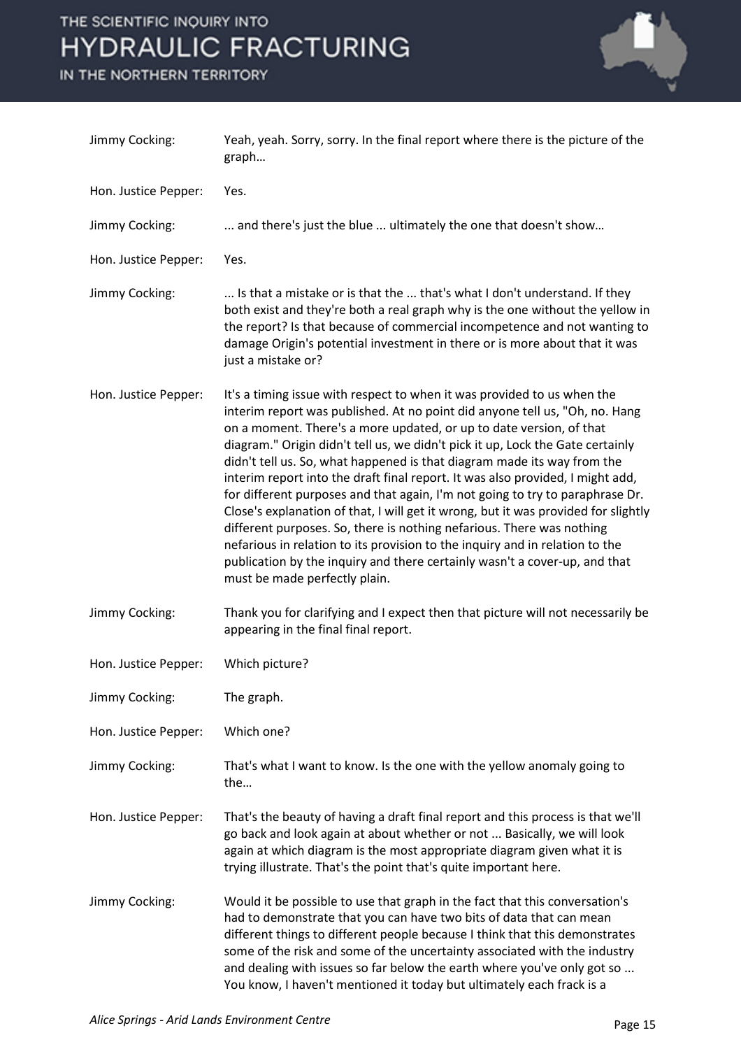Jimmy Cocking: Yeah, yeah. Sorry, sorry. In the final report where there is the picture of the graph…

Hon. Justice Pepper: Yes.

Jimmy Cocking: ... and there's just the blue ... ultimately the one that doesn't show…

Hon. Justice Pepper: Yes.

Jimmy Cocking: ... Is that a mistake or is that the ... that's what I don't understand. If they both exist and they're both a real graph why is the one without the yellow in the report? Is that because of commercial incompetence and not wanting to damage Origin's potential investment in there or is more about that it was just a mistake or?

Hon. Justice Pepper: It's a timing issue with respect to when it was provided to us when the interim report was published. At no point did anyone tell us, "Oh, no. Hang on a moment. There's a more updated, or up to date version, of that diagram." Origin didn't tell us, we didn't pick it up, Lock the Gate certainly didn't tell us. So, what happened is that diagram made its way from the interim report into the draft final report. It was also provided, I might add, for different purposes and that again, I'm not going to try to paraphrase Dr. Close's explanation of that, I will get it wrong, but it was provided for slightly different purposes. So, there is nothing nefarious. There was nothing nefarious in relation to its provision to the inquiry and in relation to the publication by the inquiry and there certainly wasn't a cover-up, and that must be made perfectly plain.

Jimmy Cocking: Thank you for clarifying and I expect then that picture will not necessarily be appearing in the final final report.

Hon. Justice Pepper: Which picture?

Jimmy Cocking: The graph.

Hon. Justice Pepper: Which one?

Jimmy Cocking: That's what I want to know. Is the one with the yellow anomaly going to the…

Hon. Justice Pepper: That's the beauty of having a draft final report and this process is that we'll go back and look again at about whether or not ... Basically, we will look again at which diagram is the most appropriate diagram given what it is trying illustrate. That's the point that's quite important here.

Jimmy Cocking: Would it be possible to use that graph in the fact that this conversation's had to demonstrate that you can have two bits of data that can mean different things to different people because I think that this demonstrates some of the risk and some of the uncertainty associated with the industry and dealing with issues so far below the earth where you've only got so ... You know, I haven't mentioned it today but ultimately each frack is a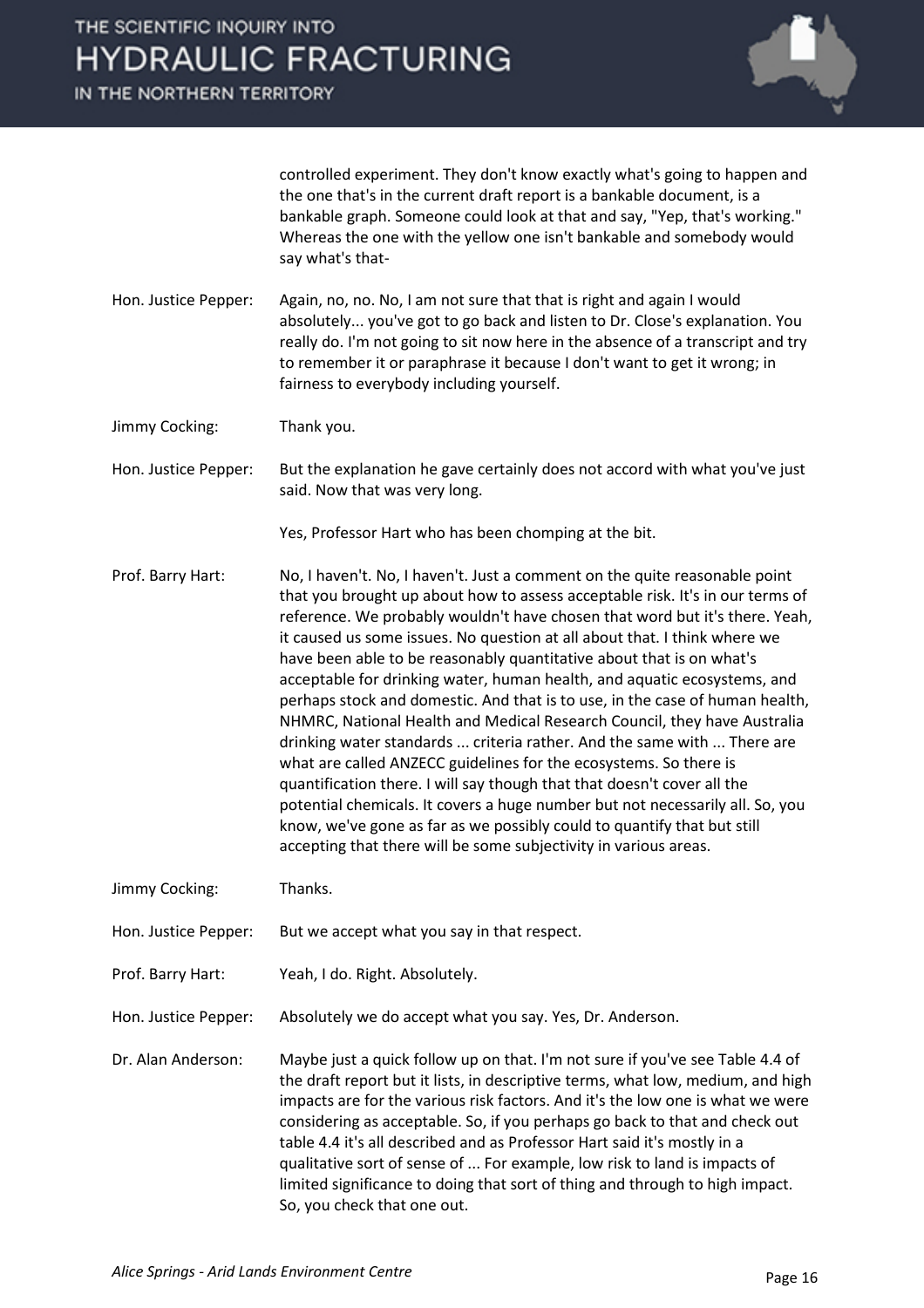controlled experiment. They don't know exactly what's going to happen and the one that's in the current draft report is a bankable document, is a bankable graph. Someone could look at that and say, "Yep, that's working." Whereas the one with the yellow one isn't bankable and somebody would say what's that-

**Hon. Justice Pepper:** Again, no, no. No, I am not sure that that is right and again I would absolutely... you've got to go back and listen to Dr. Close's explanation. You really do. I'm not going to sit now here in the absence of a transcript and try to remember it or paraphrase it because I don't want to get it wrong; in fairness to everybody including yourself.

**Jimmy Cocking:** Thank you.

**Hon. Justice Pepper:** But the explanation he gave certainly does not accord with what you've just said. Now that was very long.

Yes, Professor Hart who has been chomping at the bit.

**Prof. Barry Hart:** No, I haven't. No, I haven't. Just a comment on the quite reasonable point that you brought up about how to assess acceptable risk. It's in our terms of reference. We probably wouldn't have chosen that word but it's there. Yeah, it caused us some issues. No question at all about that. I think where we have been able to be reasonably quantitative about that is on what's acceptable for drinking water, human health, and aquatic ecosystems, and perhaps stock and domestic. And that is to use, in the case of human health, NHMRC, National Health and Medical Research Council, they have Australia drinking water standards ... criteria rather. And the same with ... There are what are called ANZECC guidelines for the ecosystems. So there is quantification there. I will say though that that doesn't cover all the potential chemicals. It covers a huge number but not necessarily all. So, you know, we've gone as far as we possibly could to quantify that but still accepting that there will be some subjectivity in various areas.

**Jimmy Cocking:** Thanks.

**Hon. Justice Pepper:** But we accept what you say in that respect.

**Prof. Barry Hart:** Yeah, I do. Right. Absolutely.

**Hon. Justice Pepper:** Absolutely we do accept what you say. Yes, Dr. Anderson.

**Dr. Alan Anderson:** Maybe just a quick follow up on that. I'm not sure if you've see Table 4.4 of the draft report but it lists, in descriptive terms, what low, medium, and high impacts are for the various risk factors. And it's the low one is what we were considering as acceptable. So, if you perhaps go back to that and check out table 4.4 it's all described and as Professor Hart said it's mostly in a qualitative sort of sense of ... For example, low risk to land is impacts of limited significance to doing that sort of thing and through to high impact. So, you check that one out.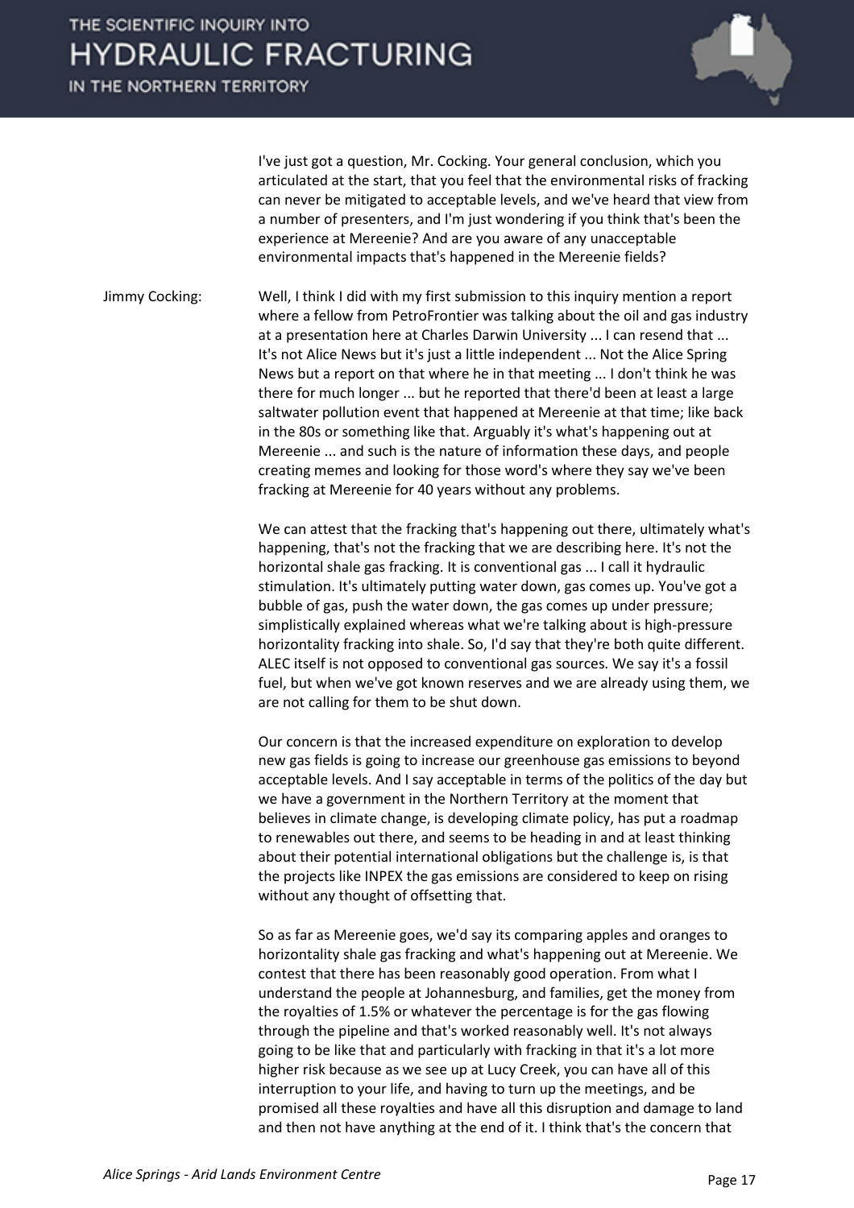I've just got a question, Mr. Cocking. Your general conclusion, which you articulated at the start, that you feel that the environmental risks of fracking can never be mitigated to acceptable levels, and we've heard that view from a number of presenters, and I'm just wondering if you think that's been the experience at Mereenie? And are you aware of any unacceptable environmental impacts that's happened in the Mereenie fields?

Jimmy Cocking: Well, I think I did with my first submission to this inquiry mention a report where a fellow from PetroFrontier was talking about the oil and gas industry at a presentation here at Charles Darwin University ... I can resend that ... It's not Alice News but it's just a little independent ... Not the Alice Spring News but a report on that where he in that meeting ... I don't think he was there for much longer ... but he reported that there'd been at least a large saltwater pollution event that happened at Mereenie at that time; like back in the 80s or something like that. Arguably it's what's happening out at Mereenie ... and such is the nature of information these days, and people creating memes and looking for those word's where they say we've been fracking at Mereenie for 40 years without any problems.

We can attest that the fracking that's happening out there, ultimately what's happening, that's not the fracking that we are describing here. It's not the horizontal shale gas fracking. It is conventional gas ... I call it hydraulic stimulation. It's ultimately putting water down, gas comes up. You've got a bubble of gas, push the water down, the gas comes up under pressure; simplistically explained whereas what we're talking about is high-pressure horizontality fracking into shale. So, I'd say that they're both quite different. ALEC itself is not opposed to conventional gas sources. We say it's a fossil fuel, but when we've got known reserves and we are already using them, we are not calling for them to be shut down.

Our concern is that the increased expenditure on exploration to develop new gas fields is going to increase our greenhouse gas emissions to beyond acceptable levels. And I say acceptable in terms of the politics of the day but we have a government in the Northern Territory at the moment that believes in climate change, is developing climate policy, has put a roadmap to renewables out there, and seems to be heading in and at least thinking about their potential international obligations but the challenge is, is that the projects like INPEX the gas emissions are considered to keep on rising without any thought of offsetting that.

So as far as Mereenie goes, we'd say its comparing apples and oranges to horizontality shale gas fracking and what's happening out at Mereenie. We contest that there has been reasonably good operation. From what I understand the people at Johannesburg, and families, get the money from the royalties of 1.5% or whatever the percentage is for the gas flowing through the pipeline and that's worked reasonably well. It's not always going to be like that and particularly with fracking in that it's a lot more higher risk because as we see up at Lucy Creek, you can have all of this interruption to your life, and having to turn up the meetings, and be promised all these royalties and have all this disruption and damage to land and then not have anything at the end of it. I think that's the concern that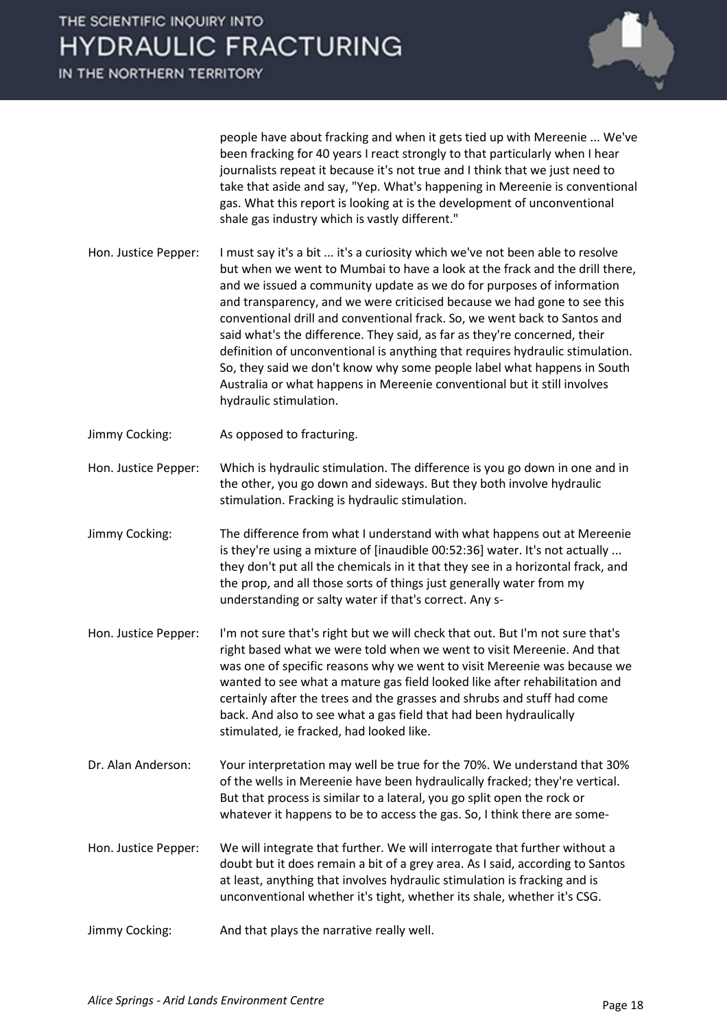people have about fracking and when it gets tied up with Mereenie ... We've been fracking for 40 years I react strongly to that particularly when I hear journalists repeat it because it's not true and I think that we just need to take that aside and say, "Yep. What's happening in Mereenie is conventional gas. What this report is looking at is the development of unconventional shale gas industry which is vastly different."

Hon. Justice Pepper: I must say it's a bit ... it's a curiosity which we've not been able to resolve but when we went to Mumbai to have a look at the frack and the drill there, and we issued a community update as we do for purposes of information and transparency, and we were criticised because we had gone to see this conventional drill and conventional frack. So, we went back to Santos and said what's the difference. They said, as far as they're concerned, their definition of unconventional is anything that requires hydraulic stimulation. So, they said we don't know why some people label what happens in South Australia or what happens in Mereenie conventional but it still involves hydraulic stimulation.

Jimmy Cocking: As opposed to fracturing.

Hon. Justice Pepper: Which is hydraulic stimulation. The difference is you go down in one and in the other, you go down and sideways. But they both involve hydraulic stimulation. Fracking is hydraulic stimulation.

Jimmy Cocking: The difference from what I understand with what happens out at Mereenie is they're using a mixture of [inaudible 00:52:36] water. It's not actually ... they don't put all the chemicals in it that they see in a horizontal frack, and the prop, and all those sorts of things just generally water from my understanding or salty water if that's correct. Any s-

Hon. Justice Pepper: I'm not sure that's right but we will check that out. But I'm not sure that's right based what we were told when we went to visit Mereenie. And that was one of specific reasons why we went to visit Mereenie was because we wanted to see what a mature gas field looked like after rehabilitation and certainly after the trees and the grasses and shrubs and stuff had come back. And also to see what a gas field that had been hydraulically stimulated, ie fracked, had looked like.

Dr. Alan Anderson: Your interpretation may well be true for the 70%. We understand that 30% of the wells in Mereenie have been hydraulically fracked; they're vertical. But that process is similar to a lateral, you go split open the rock or whatever it happens to be to access the gas. So, I think there are some-

Hon. Justice Pepper: We will integrate that further. We will interrogate that further without a doubt but it does remain a bit of a grey area. As I said, according to Santos at least, anything that involves hydraulic stimulation is fracking and is unconventional whether it's tight, whether its shale, whether it's CSG.

Jimmy Cocking: And that plays the narrative really well.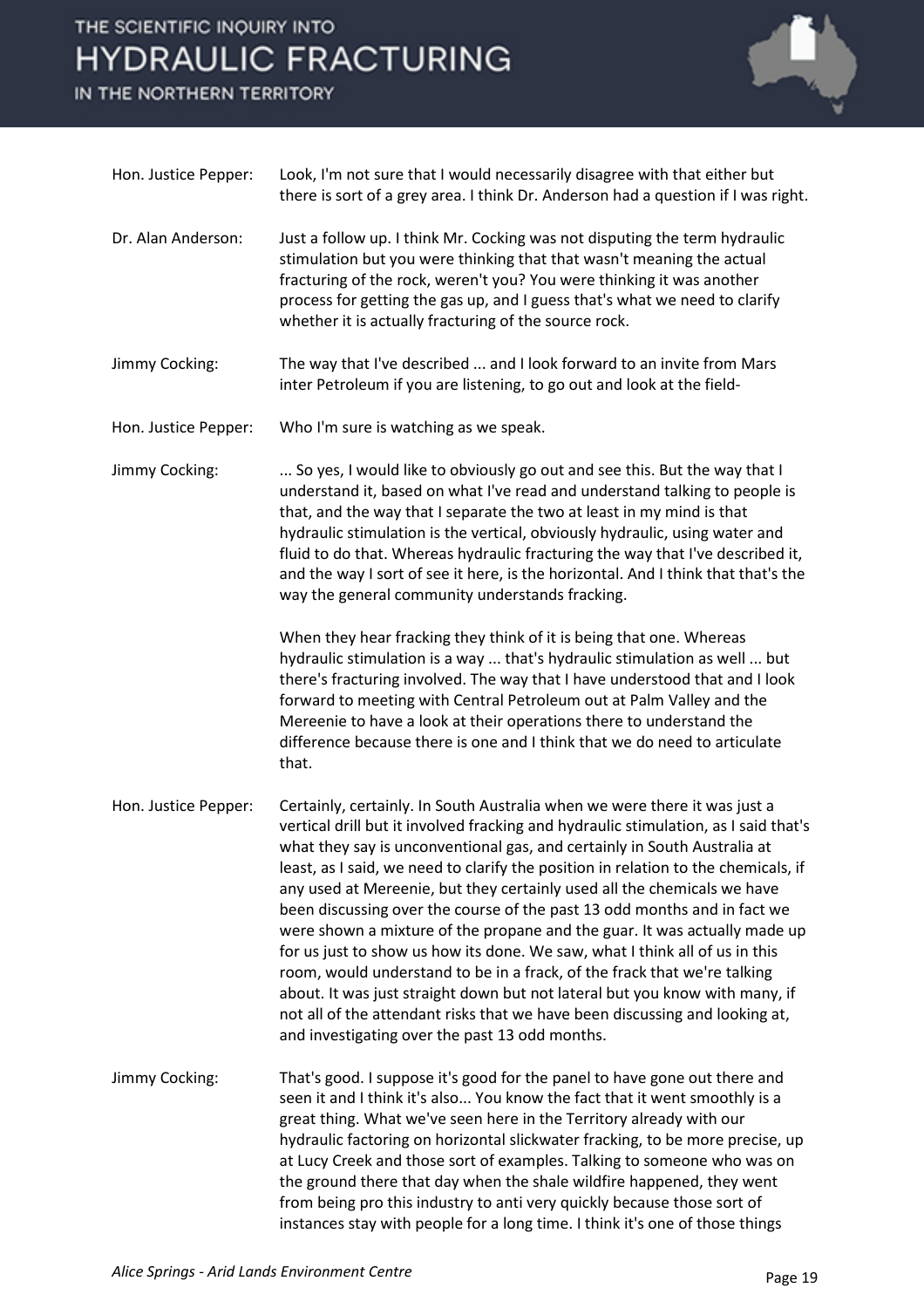Hon. Justice Pepper: Look, I'm not sure that I would necessarily disagree with that either but there is sort of a grey area. I think Dr. Anderson had a question if I was right.

Dr. Alan Anderson: Just a follow up. I think Mr. Cocking was not disputing the term hydraulic stimulation but you were thinking that that wasn't meaning the actual fracturing of the rock, weren't you? You were thinking it was another process for getting the gas up, and I guess that's what we need to clarify whether it is actually fracturing of the source rock.

Jimmy Cocking: The way that I've described ... and I look forward to an invite from Mars inter Petroleum if you are listening, to go out and look at the field-

Hon. Justice Pepper: Who I'm sure is watching as we speak.

Jimmy Cocking: ... So yes, I would like to obviously go out and see this. But the way that I understand it, based on what I've read and understand talking to people is that, and the way that I separate the two at least in my mind is that hydraulic stimulation is the vertical, obviously hydraulic, using water and fluid to do that. Whereas hydraulic fracturing the way that I've described it, and the way I sort of see it here, is the horizontal. And I think that that's the way the general community understands fracking.

When they hear fracking they think of it is being that one. Whereas hydraulic stimulation is a way ... that's hydraulic stimulation as well ... but there's fracturing involved. The way that I have understood that and I look forward to meeting with Central Petroleum out at Palm Valley and the Mereenie to have a look at their operations there to understand the difference because there is one and I think that we do need to articulate that.

Hon. Justice Pepper: Certainly, certainly. In South Australia when we were there it was just a vertical drill but it involved fracking and hydraulic stimulation, as I said that's what they say is unconventional gas, and certainly in South Australia at least, as I said, we need to clarify the position in relation to the chemicals, if any used at Mereenie, but they certainly used all the chemicals we have been discussing over the course of the past 13 odd months and in fact we were shown a mixture of the propane and the guar. It was actually made up for us just to show us how its done. We saw, what I think all of us in this room, would understand to be in a frack, of the frack that we're talking about. It was just straight down but not lateral but you know with many, if not all of the attendant risks that we have been discussing and looking at, and investigating over the past 13 odd months.

Jimmy Cocking: That's good. I suppose it's good for the panel to have gone out there and seen it and I think it's also... You know the fact that it went smoothly is a great thing. What we've seen here in the Territory already with our hydraulic factoring on horizontal slickwater fracking, to be more precise, up at Lucy Creek and those sort of examples. Talking to someone who was on the ground there that day when the shale wildfire happened, they went from being pro this industry to anti very quickly because those sort of instances stay with people for a long time. I think it's one of those things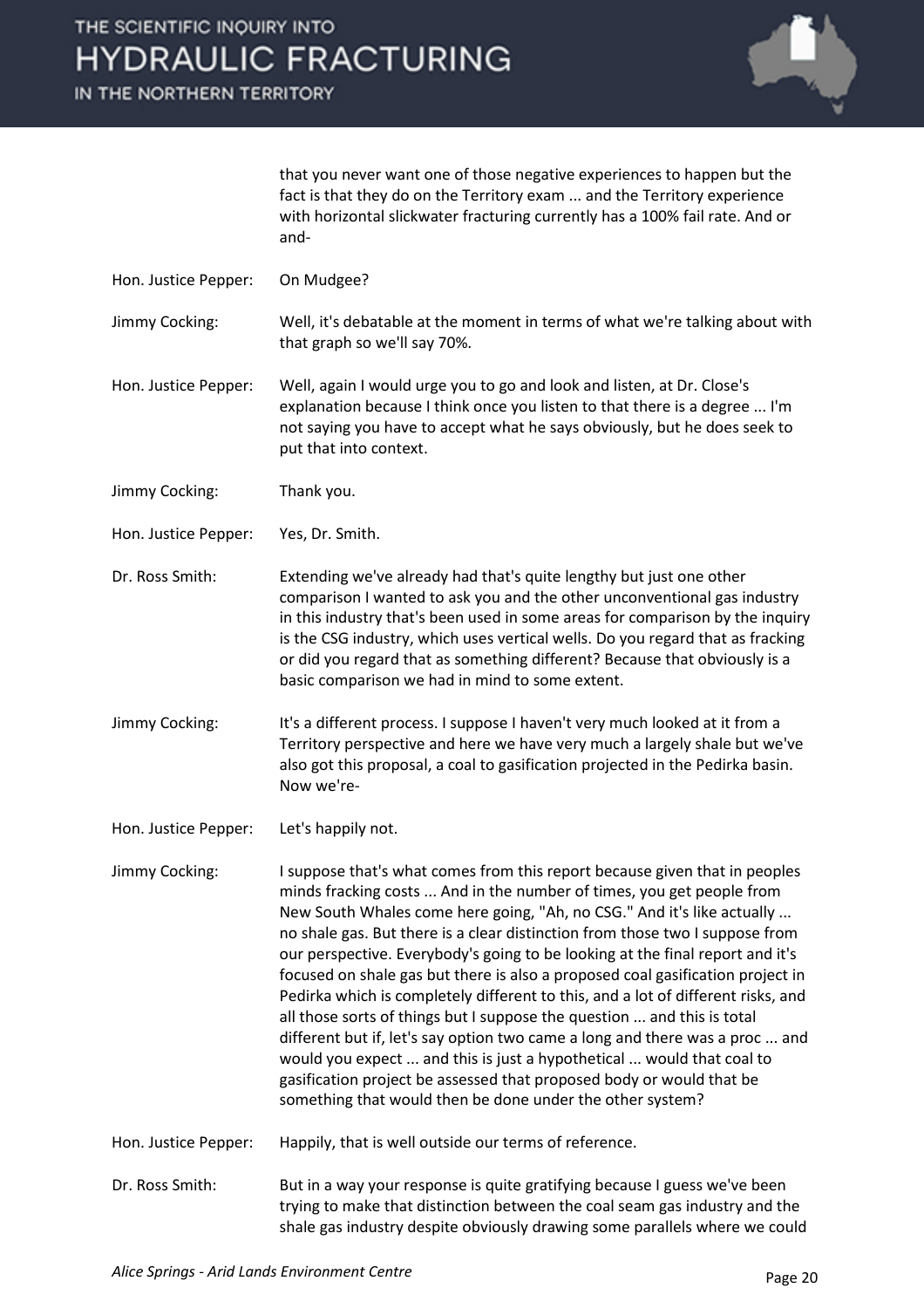| | |
|---|---|
| | that you never want one of those negative experiences to happen but the fact is that they do on the Territory exam ... and the Territory experience with horizontal slickwater fracturing currently has a 100% fail rate. And or and- |
| Hon. Justice Pepper: | On Mudgee? |
| Jimmy Cocking: | Well, it's debatable at the moment in terms of what we're talking about with that graph so we'll say 70%. |
| Hon. Justice Pepper: | Well, again I would urge you to go and look and listen, at Dr. Close's explanation because I think once you listen to that there is a degree ... I'm not saying you have to accept what he says obviously, but he does seek to put that into context. |
| Jimmy Cocking: | Thank you. |
| Hon. Justice Pepper: | Yes, Dr. Smith. |
| Dr. Ross Smith: | Extending we've already had that's quite lengthy but just one other comparison I wanted to ask you and the other unconventional gas industry in this industry that's been used in some areas for comparison by the inquiry is the CSG industry, which uses vertical wells. Do you regard that as fracking or did you regard that as something different? Because that obviously is a basic comparison we had in mind to some extent. |
| Jimmy Cocking: | It's a different process. I suppose I haven't very much looked at it from a Territory perspective and here we have very much a largely shale but we've also got this proposal, a coal to gasification projected in the Pedirka basin. Now we're- |
| Hon. Justice Pepper: | Let's happily not. |
| Jimmy Cocking: | I suppose that's what comes from this report because given that in peoples minds fracking costs ... And in the number of times, you get people from New South Whales come here going, "Ah, no CSG." And it's like actually ... no shale gas. But there is a clear distinction from those two I suppose from our perspective. Everybody's going to be looking at the final report and it's focused on shale gas but there is also a proposed coal gasification project in Pedirka which is completely different to this, and a lot of different risks, and all those sorts of things but I suppose the question ... and this is total different but if, let's say option two came a long and there was a proc ... and would you expect ... and this is just a hypothetical ... would that coal to gasification project be assessed that proposed body or would that be something that would then be done under the other system? |
| Hon. Justice Pepper: | Happily, that is well outside our terms of reference. |
| Dr. Ross Smith: | But in a way your response is quite gratifying because I guess we've been trying to make that distinction between the coal seam gas industry and the shale gas industry despite obviously drawing some parallels where we could |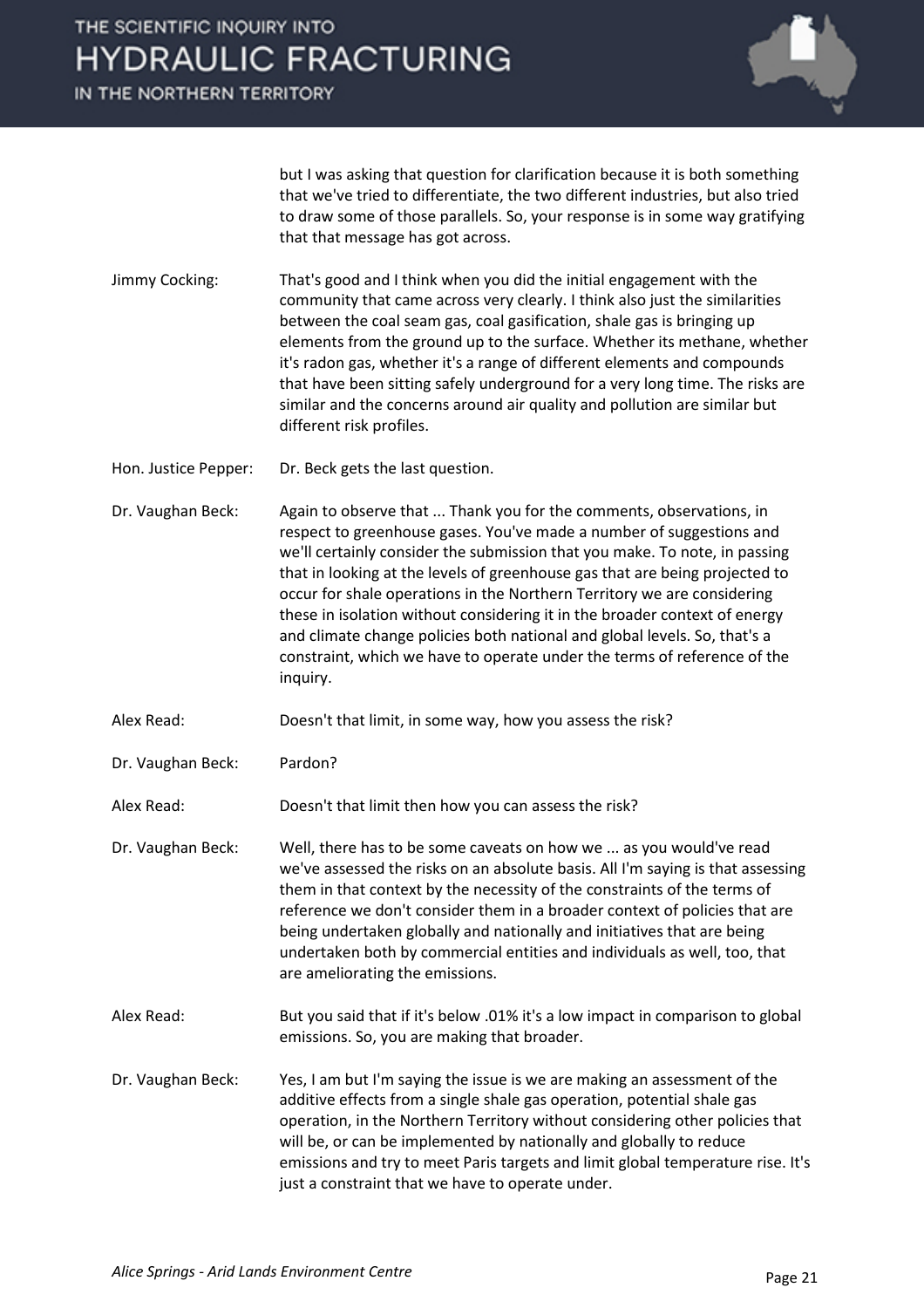but I was asking that question for clarification because it is both something that we've tried to differentiate, the two different industries, but also tried to draw some of those parallels. So, your response is in some way gratifying that that message has got across.

**Jimmy Cocking:** That's good and I think when you did the initial engagement with the community that came across very clearly. I think also just the similarities between the coal seam gas, coal gasification, shale gas is bringing up elements from the ground up to the surface. Whether its methane, whether it's radon gas, whether it's a range of different elements and compounds that have been sitting safely underground for a very long time. The risks are similar and the concerns around air quality and pollution are similar but different risk profiles.

**Hon. Justice Pepper:** Dr. Beck gets the last question.

**Dr. Vaughan Beck:** Again to observe that ... Thank you for the comments, observations, in respect to greenhouse gases. You've made a number of suggestions and we'll certainly consider the submission that you make. To note, in passing that in looking at the levels of greenhouse gas that are being projected to occur for shale operations in the Northern Territory we are considering these in isolation without considering it in the broader context of energy and climate change policies both national and global levels. So, that's a constraint, which we have to operate under the terms of reference of the inquiry.

**Alex Read:** Doesn't that limit, in some way, how you assess the risk?

**Dr. Vaughan Beck:** Pardon?

**Alex Read:** Doesn't that limit then how you can assess the risk?

**Dr. Vaughan Beck:** Well, there has to be some caveats on how we ... as you would've read we've assessed the risks on an absolute basis. All I'm saying is that assessing them in that context by the necessity of the constraints of the terms of reference we don't consider them in a broader context of policies that are being undertaken globally and nationally and initiatives that are being undertaken both by commercial entities and individuals as well, too, that are ameliorating the emissions.

**Alex Read:** But you said that if it's below .01% it's a low impact in comparison to global emissions. So, you are making that broader.

**Dr. Vaughan Beck:** Yes, I am but I'm saying the issue is we are making an assessment of the additive effects from a single shale gas operation, potential shale gas operation, in the Northern Territory without considering other policies that will be, or can be implemented by nationally and globally to reduce emissions and try to meet Paris targets and limit global temperature rise. It's just a constraint that we have to operate under.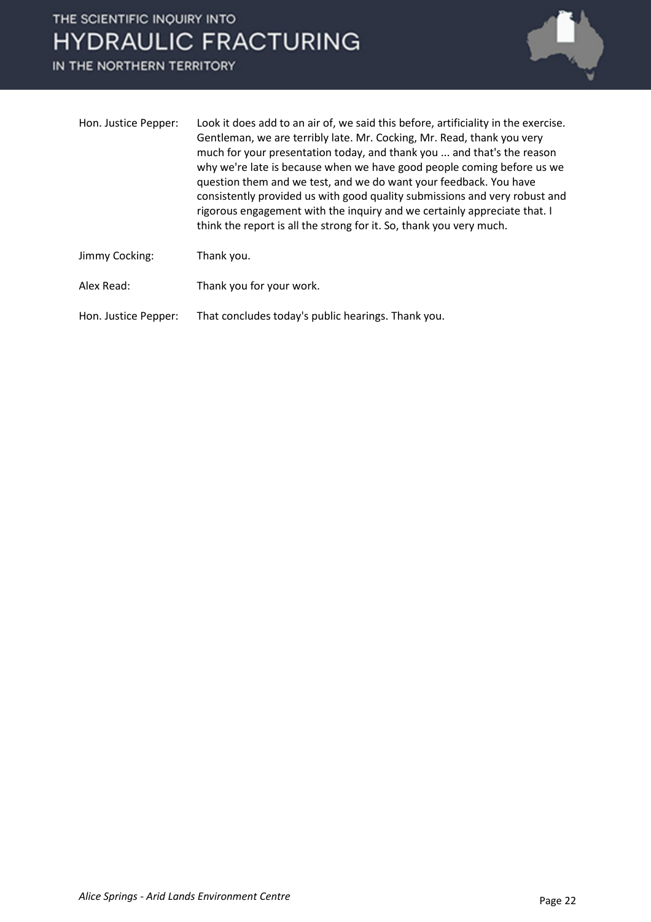Hon. Justice Pepper: Look it does add to an air of, we said this before, artificiality in the exercise. Gentleman, we are terribly late. Mr. Cocking, Mr. Read, thank you very much for your presentation today, and thank you ... and that's the reason why we're late is because when we have good people coming before us we question them and we test, and we do want your feedback. You have consistently provided us with good quality submissions and very robust and rigorous engagement with the inquiry and we certainly appreciate that. I think the report is all the strong for it. So, thank you very much.

Jimmy Cocking: Thank you.

Alex Read: Thank you for your work.

Hon. Justice Pepper: That concludes today's public hearings. Thank you.